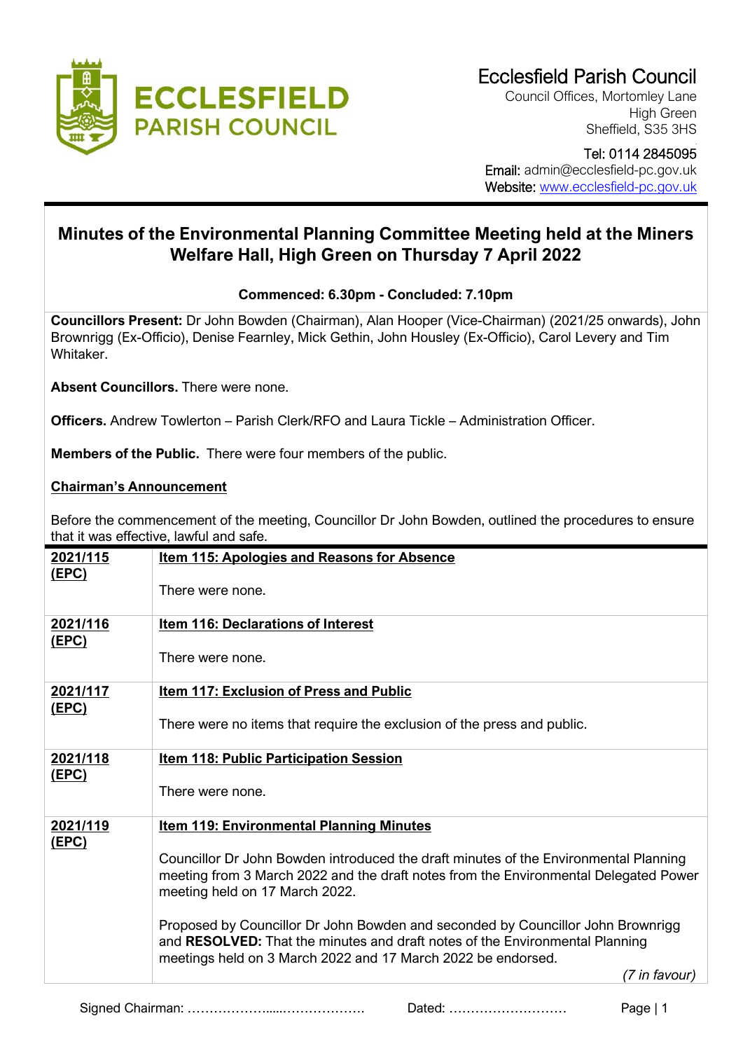# Ecclesfield Parish Council

Council Offices, Mortomley Lane
High Green
Sheffield, S35 3HS

Tel: 0114 2845095
Email: admin@ecclesfield-pc.gov.uk
Website: www.ecclesfield-pc.gov.uk

## Minutes of the Environmental Planning Committee Meeting held at the Miners Welfare Hall, High Green on Thursday 7 April 2022

**Commenced: 6.30pm - Concluded: 7.10pm**

**Councillors Present:** Dr John Bowden (Chairman), Alan Hooper (Vice-Chairman) (2021/25 onwards), John Brownrigg (Ex-Officio), Denise Fearnley, Mick Gethin, John Housley (Ex-Officio), Carol Levery and Tim Whitaker.

**Absent Councillors.** There were none.

**Officers.** Andrew Towlerton – Parish Clerk/RFO and Laura Tickle – Administration Officer.

**Members of the Public.** There were four members of the public.

**Chairman's Announcement**

Before the commencement of the meeting, Councillor Dr John Bowden, outlined the procedures to ensure that it was effective, lawful and safe.

| | |
|---|---|
| **2021/115 (EPC)** | **Item 115: Apologies and Reasons for Absence**<br><br>There were none. |
| **2021/116 (EPC)** | **Item 116: Declarations of Interest**<br><br>There were none. |
| **2021/117 (EPC)** | **Item 117: Exclusion of Press and Public**<br><br>There were no items that require the exclusion of the press and public. |
| **2021/118 (EPC)** | **Item 118: Public Participation Session**<br><br>There were none. |
| **2021/119 (EPC)** | **Item 119: Environmental Planning Minutes**<br><br>Councillor Dr John Bowden introduced the draft minutes of the Environmental Planning meeting from 3 March 2022 and the draft notes from the Environmental Delegated Power meeting held on 17 March 2022.<br><br>Proposed by Councillor Dr John Bowden and seconded by Councillor John Brownrigg and **RESOLVED:** That the minutes and draft notes of the Environmental Planning meetings held on 3 March 2022 and 17 March 2022 be endorsed.<br><br>*(7 in favour)* |

Signed Chairman: ………………......………………. Dated: ………………………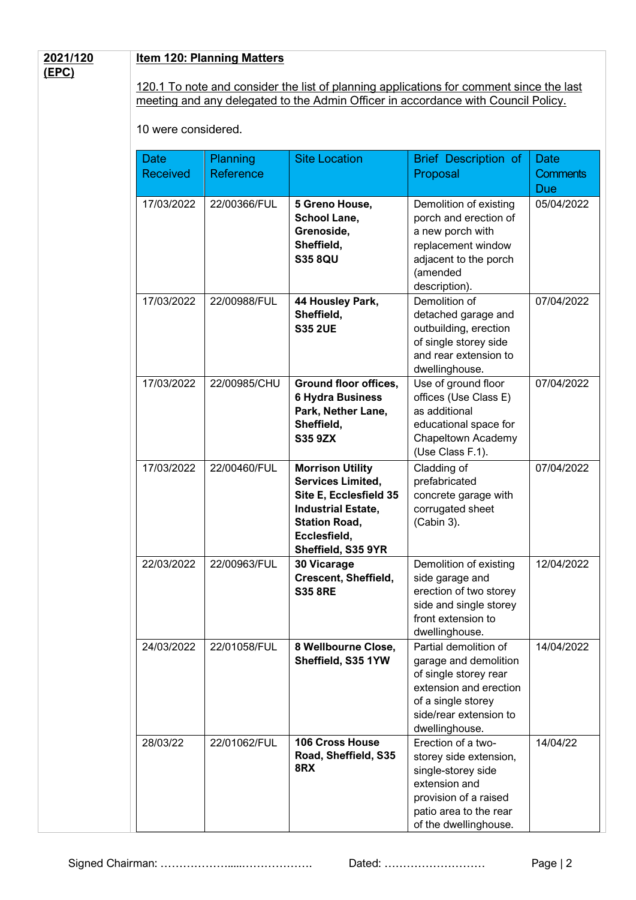**2021/120 (EPC)**

**Item 120: Planning Matters**

120.1 To note and consider the list of planning applications for comment since the last meeting and any delegated to the Admin Officer in accordance with Council Policy.

10 were considered.

| Date Received | Planning Reference | Site Location | Brief Description of Proposal | Date Comments Due |
|---|---|---|---|---|
| 17/03/2022 | 22/00366/FUL | **5 Greno House, School Lane, Grenoside, Sheffield, S35 8QU** | Demolition of existing porch and erection of a new porch with replacement window adjacent to the porch (amended description). | 05/04/2022 |
| 17/03/2022 | 22/00988/FUL | **44 Housley Park, Sheffield, S35 2UE** | Demolition of detached garage and outbuilding, erection of single storey side and rear extension to dwellinghouse. | 07/04/2022 |
| 17/03/2022 | 22/00985/CHU | **Ground floor offices, 6 Hydra Business Park, Nether Lane, Sheffield, S35 9ZX** | Use of ground floor offices (Use Class E) as additional educational space for Chapeltown Academy (Use Class F.1). | 07/04/2022 |
| 17/03/2022 | 22/00460/FUL | **Morrison Utility Services Limited, Site E, Ecclesfield 35 Industrial Estate, Station Road, Ecclesfield, Sheffield, S35 9YR** | Cladding of prefabricated concrete garage with corrugated sheet (Cabin 3). | 07/04/2022 |
| 22/03/2022 | 22/00963/FUL | **30 Vicarage Crescent, Sheffield, S35 8RE** | Demolition of existing side garage and erection of two storey side and single storey front extension to dwellinghouse. | 12/04/2022 |
| 24/03/2022 | 22/01058/FUL | **8 Wellbourne Close, Sheffield, S35 1YW** | Partial demolition of garage and demolition of single storey rear extension and erection of a single storey side/rear extension to dwellinghouse. | 14/04/2022 |
| 28/03/22 | 22/01062/FUL | **106 Cross House Road, Sheffield, S35 8RX** | Erection of a two-storey side extension, single-storey side extension and provision of a raised patio area to the rear of the dwellinghouse. | 14/04/22 |

Signed Chairman: ………………....………………. Dated: ………………………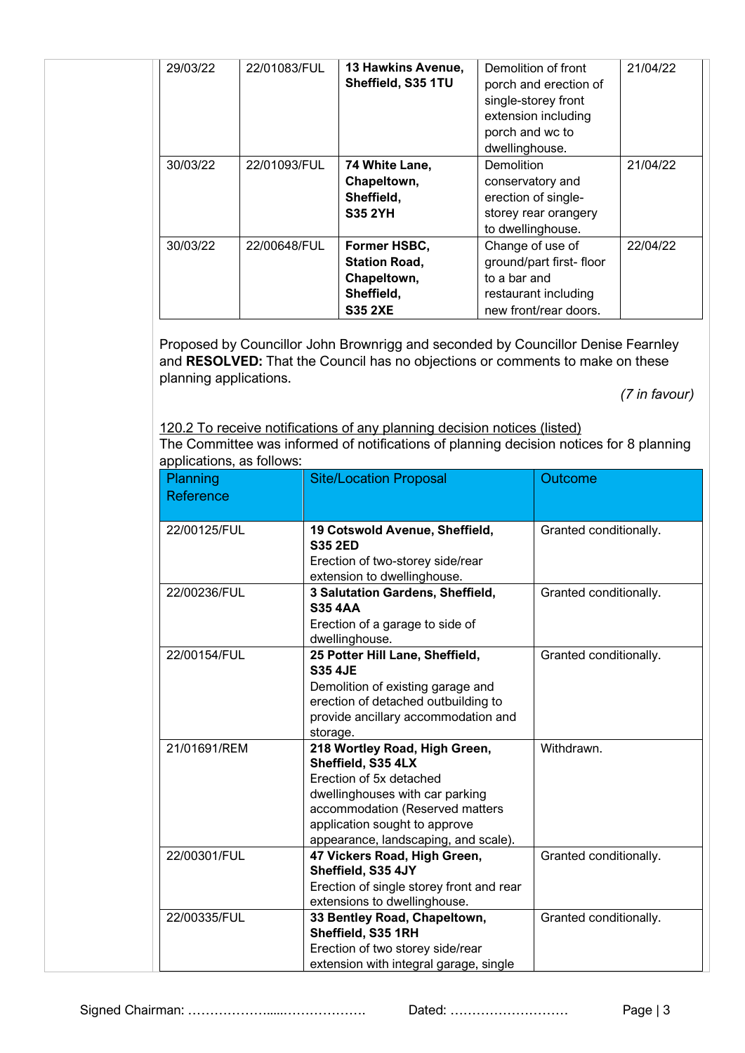| | | | | |
|---|---|---|---|---|
| 29/03/22 | 22/01083/FUL | **13 Hawkins Avenue, Sheffield, S35 1TU** | Demolition of front porch and erection of single-storey front extension including porch and wc to dwellinghouse. | 21/04/22 |
| 30/03/22 | 22/01093/FUL | **74 White Lane, Chapeltown, Sheffield, S35 2YH** | Demolition conservatory and erection of single-storey rear orangery to dwellinghouse. | 21/04/22 |
| 30/03/22 | 22/00648/FUL | **Former HSBC, Station Road, Chapeltown, Sheffield, S35 2XE** | Change of use of ground/part first- floor to a bar and restaurant including new front/rear doors. | 22/04/22 |

Proposed by Councillor John Brownrigg and seconded by Councillor Denise Fearnley and **RESOLVED:** That the Council has no objections or comments to make on these planning applications.

*(7 in favour)*

120.2 To receive notifications of any planning decision notices (listed)

The Committee was informed of notifications of planning decision notices for 8 planning applications, as follows:

| Planning Reference | Site/Location Proposal | Outcome |
|---|---|---|
| 22/00125/FUL | **19 Cotswold Avenue, Sheffield, S35 2ED** Erection of two-storey side/rear extension to dwellinghouse. | Granted conditionally. |
| 22/00236/FUL | **3 Salutation Gardens, Sheffield, S35 4AA** Erection of a garage to side of dwellinghouse. | Granted conditionally. |
| 22/00154/FUL | **25 Potter Hill Lane, Sheffield, S35 4JE** Demolition of existing garage and erection of detached outbuilding to provide ancillary accommodation and storage. | Granted conditionally. |
| 21/01691/REM | **218 Wortley Road, High Green, Sheffield, S35 4LX** Erection of 5x detached dwellinghouses with car parking accommodation (Reserved matters application sought to approve appearance, landscaping, and scale). | Withdrawn. |
| 22/00301/FUL | **47 Vickers Road, High Green, Sheffield, S35 4JY** Erection of single storey front and rear extensions to dwellinghouse. | Granted conditionally. |
| 22/00335/FUL | **33 Bentley Road, Chapeltown, Sheffield, S35 1RH** Erection of two storey side/rear extension with integral garage, single | Granted conditionally. |

Signed Chairman: ………………....……………… Dated: ………………………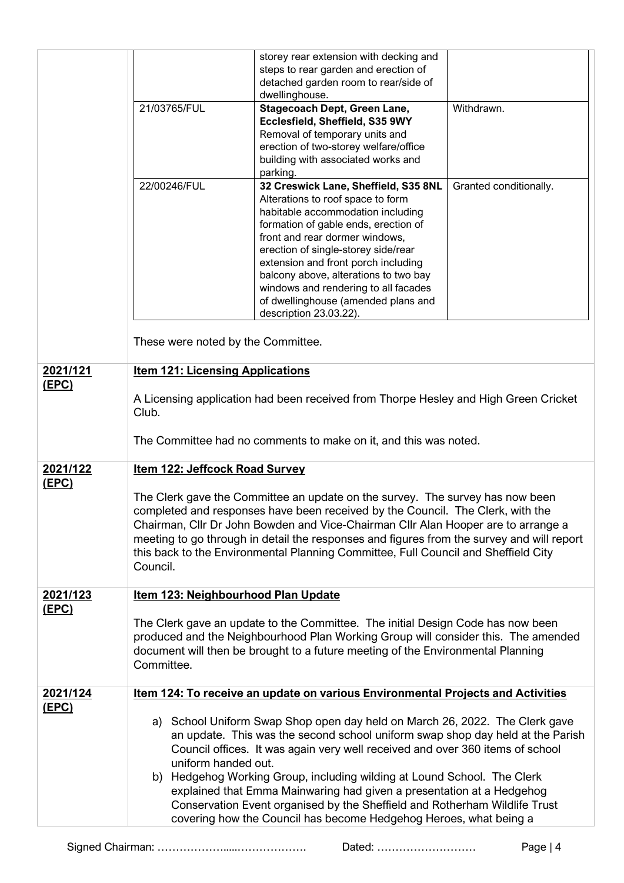| | | | |
|---|---|---|---|
| | | storey rear extension with decking and steps to rear garden and erection of detached garden room to rear/side of dwellinghouse. | |
| | 21/03765/FUL | **Stagecoach Dept, Green Lane, Ecclesfield, Sheffield, S35 9WY** Removal of temporary units and erection of two-storey welfare/office building with associated works and parking. | Withdrawn. |
| | 22/00246/FUL | **32 Creswick Lane, Sheffield, S35 8NL** Alterations to roof space to form habitable accommodation including formation of gable ends, erection of front and rear dormer windows, erection of single-storey side/rear extension and front porch including balcony above, alterations to two bay windows and rendering to all facades of dwellinghouse (amended plans and description 23.03.22). | Granted conditionally. |

These were noted by the Committee.

**2021/121 (EPC)**

**Item 121: Licensing Applications**

A Licensing application had been received from Thorpe Hesley and High Green Cricket Club.

The Committee had no comments to make on it, and this was noted.

**2021/122 (EPC)**

**Item 122: Jeffcock Road Survey**

The Clerk gave the Committee an update on the survey. The survey has now been completed and responses have been received by the Council. The Clerk, with the Chairman, Cllr Dr John Bowden and Vice-Chairman Cllr Alan Hooper are to arrange a meeting to go through in detail the responses and figures from the survey and will report this back to the Environmental Planning Committee, Full Council and Sheffield City Council.

**2021/123 (EPC)**

**Item 123: Neighbourhood Plan Update**

The Clerk gave an update to the Committee. The initial Design Code has now been produced and the Neighbourhood Plan Working Group will consider this. The amended document will then be brought to a future meeting of the Environmental Planning Committee.

**2021/124 (EPC)**

**Item 124: To receive an update on various Environmental Projects and Activities**

a) School Uniform Swap Shop open day held on March 26, 2022. The Clerk gave an update. This was the second school uniform swap shop day held at the Parish Council offices. It was again very well received and over 360 items of school uniform handed out.
b) Hedgehog Working Group, including wilding at Lound School. The Clerk explained that Emma Mainwaring had given a presentation at a Hedgehog Conservation Event organised by the Sheffield and Rotherham Wildlife Trust covering how the Council has become Hedgehog Heroes, what being a

Signed Chairman: ……………….....………………. Dated: ………………………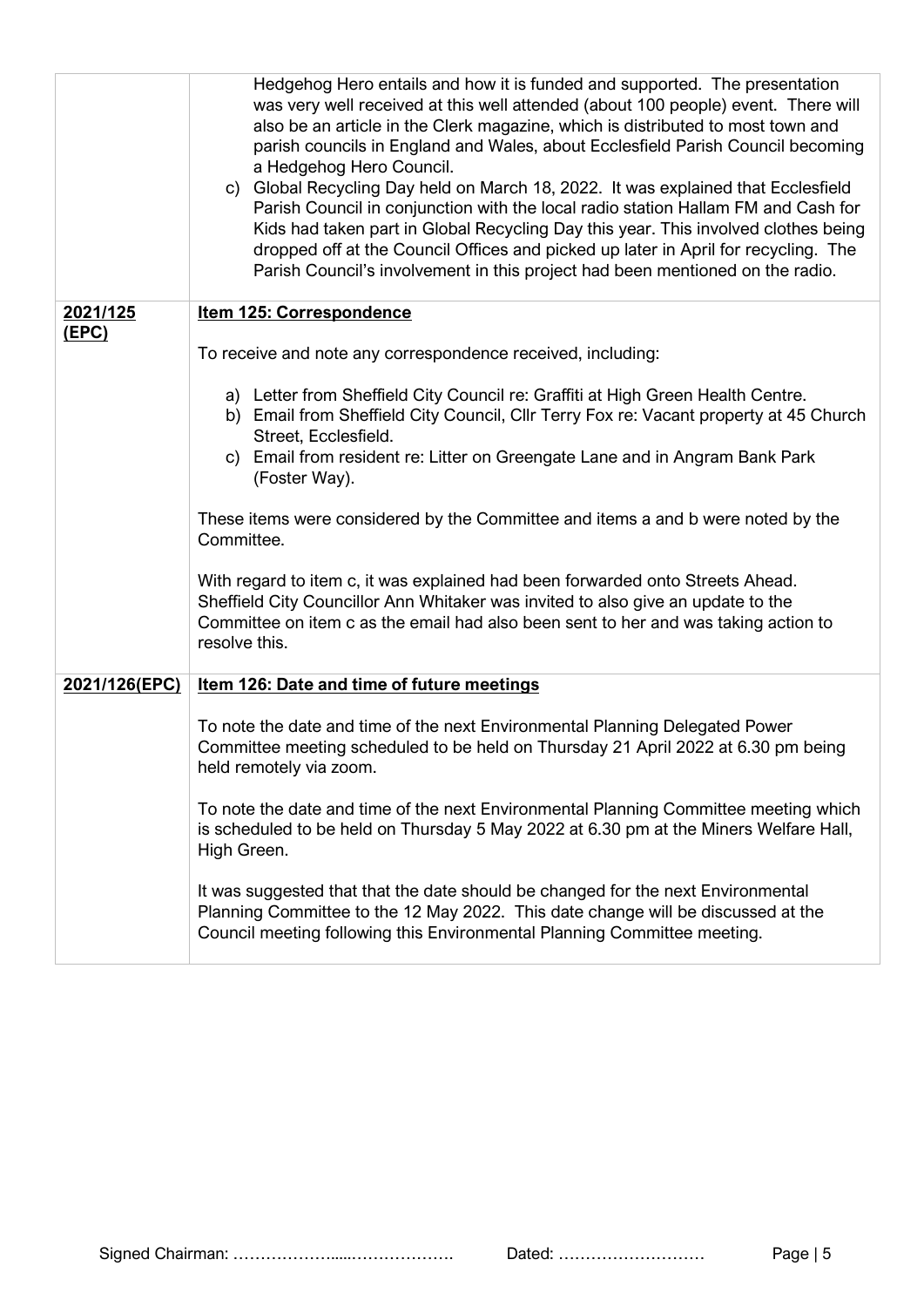| | |
|---|---|
| | Hedgehog Hero entails and how it is funded and supported. The presentation was very well received at this well attended (about 100 people) event. There will also be an article in the Clerk magazine, which is distributed to most town and parish councils in England and Wales, about Ecclesfield Parish Council becoming a Hedgehog Hero Council.<br>c) Global Recycling Day held on March 18, 2022. It was explained that Ecclesfield Parish Council in conjunction with the local radio station Hallam FM and Cash for Kids had taken part in Global Recycling Day this year. This involved clothes being dropped off at the Council Offices and picked up later in April for recycling. The Parish Council's involvement in this project had been mentioned on the radio. |
| **2021/125 (EPC)** | **Item 125: Correspondence**<br><br>To receive and note any correspondence received, including:<br><br>a) Letter from Sheffield City Council re: Graffiti at High Green Health Centre.<br>b) Email from Sheffield City Council, Cllr Terry Fox re: Vacant property at 45 Church Street, Ecclesfield.<br>c) Email from resident re: Litter on Greengate Lane and in Angram Bank Park (Foster Way).<br><br>These items were considered by the Committee and items a and b were noted by the Committee.<br><br>With regard to item c, it was explained had been forwarded onto Streets Ahead. Sheffield City Councillor Ann Whitaker was invited to also give an update to the Committee on item c as the email had also been sent to her and was taking action to resolve this. |
| **2021/126(EPC)** | **Item 126: Date and time of future meetings**<br><br>To note the date and time of the next Environmental Planning Delegated Power Committee meeting scheduled to be held on Thursday 21 April 2022 at 6.30 pm being held remotely via zoom.<br><br>To note the date and time of the next Environmental Planning Committee meeting which is scheduled to be held on Thursday 5 May 2022 at 6.30 pm at the Miners Welfare Hall, High Green.<br><br>It was suggested that that the date should be changed for the next Environmental Planning Committee to the 12 May 2022. This date change will be discussed at the Council meeting following this Environmental Planning Committee meeting. |

Signed Chairman: ………………......………………. Dated: ………………………